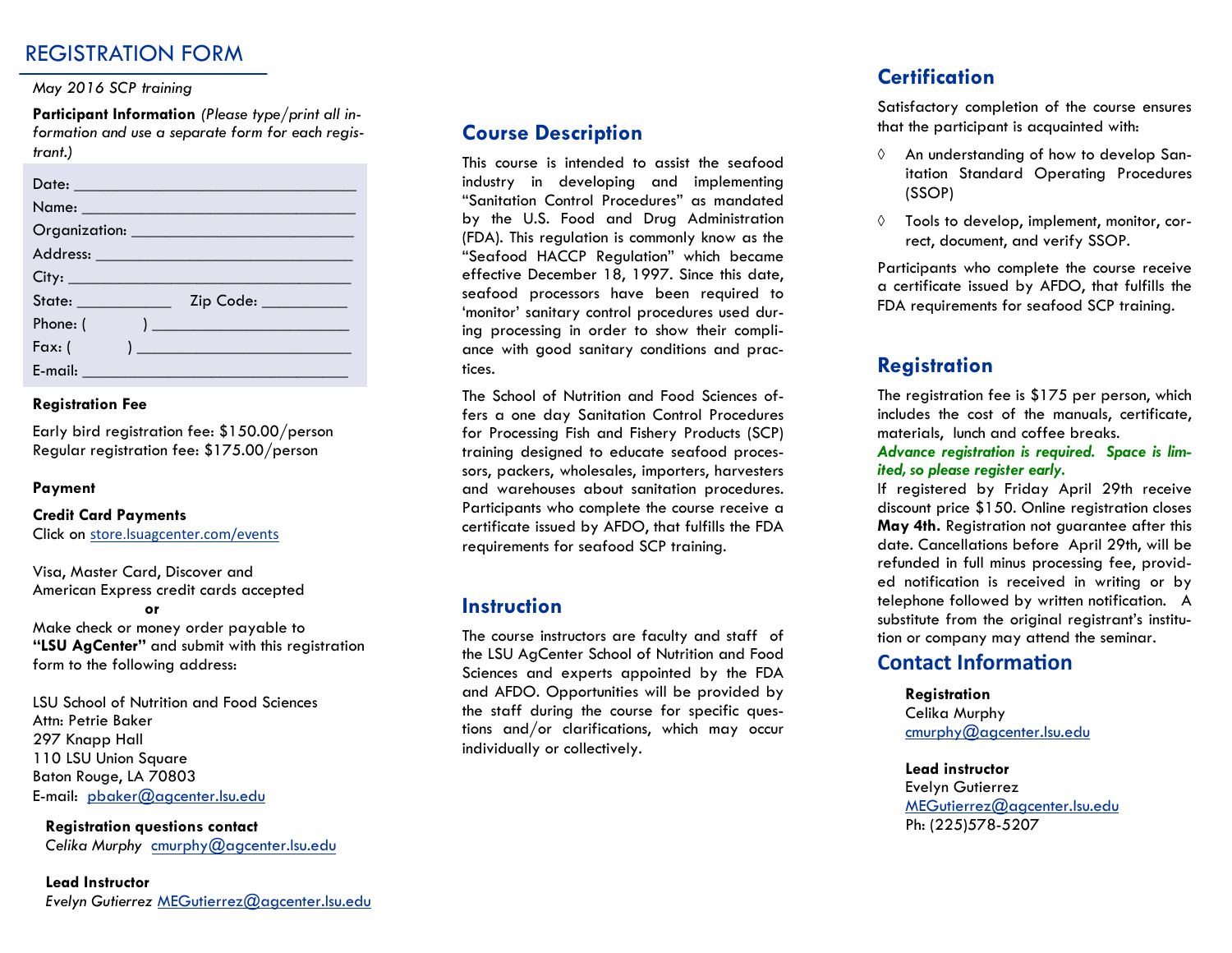# REGISTRATION FORM

*May 2016 SCP training*

**Participant Information** *(Please type/print all information and use a separate form for each registrant.)*

Date: ______________________________

Name: ______________________________

Organization: ______________________________

Address: ______________________________

City: ______________________________

State: ___________ Zip Code: __________

Phone: ( ) ______________________

Fax: ( ) ______________________

E-mail: ______________________________

**Registration Fee**

Early bird registration fee: $150.00/person
Regular registration fee: $175.00/person

**Payment**

**Credit Card Payments**
Click on store.lsuagcenter.com/events

Visa, Master Card, Discover and American Express credit cards accepted

**or**

Make check or money order payable to **"LSU AgCenter"** and submit with this registration form to the following address:

LSU School of Nutrition and Food Sciences
Attn: Petrie Baker
297 Knapp Hall
110 LSU Union Square
Baton Rouge, LA 70803
E-mail: pbaker@agcenter.lsu.edu

**Registration questions contact**
*Celika Murphy* cmurphy@agcenter.lsu.edu

**Lead Instructor**
*Evelyn Gutierrez* MEGutierrez@agcenter.lsu.edu

## Course Description

This course is intended to assist the seafood industry in developing and implementing "Sanitation Control Procedures" as mandated by the U.S. Food and Drug Administration (FDA). This regulation is commonly know as the "Seafood HACCP Regulation" which became effective December 18, 1997. Since this date, seafood processors have been required to 'monitor' sanitary control procedures used during processing in order to show their compliance with good sanitary conditions and practices.

The School of Nutrition and Food Sciences offers a one day Sanitation Control Procedures for Processing Fish and Fishery Products (SCP) training designed to educate seafood processors, packers, wholesales, importers, harvesters and warehouses about sanitation procedures. Participants who complete the course receive a certificate issued by AFDO, that fulfills the FDA requirements for seafood SCP training.

## Instruction

The course instructors are faculty and staff of the LSU AgCenter School of Nutrition and Food Sciences and experts appointed by the FDA and AFDO. Opportunities will be provided by the staff during the course for specific questions and/or clarifications, which may occur individually or collectively.

## Certification

Satisfactory completion of the course ensures that the participant is acquainted with:

- An understanding of how to develop Sanitation Standard Operating Procedures (SSOP)
- Tools to develop, implement, monitor, correct, document, and verify SSOP.

Participants who complete the course receive a certificate issued by AFDO, that fulfills the FDA requirements for seafood SCP training.

## Registration

The registration fee is $175 per person, which includes the cost of the manuals, certificate, materials, lunch and coffee breaks.

***Advance registration is required. Space is limited, so please register early.***

If registered by Friday April 29th receive discount price $150. Online registration closes **May 4th.** Registration not guarantee after this date. Cancellations before April 29th, will be refunded in full minus processing fee, provided notification is received in writing or by telephone followed by written notification. A substitute from the original registrant's institution or company may attend the seminar.

## Contact Information

**Registration**
Celika Murphy
cmurphy@agcenter.lsu.edu

**Lead instructor**
Evelyn Gutierrez
MEGutierrez@agcenter.lsu.edu
Ph: (225)578-5207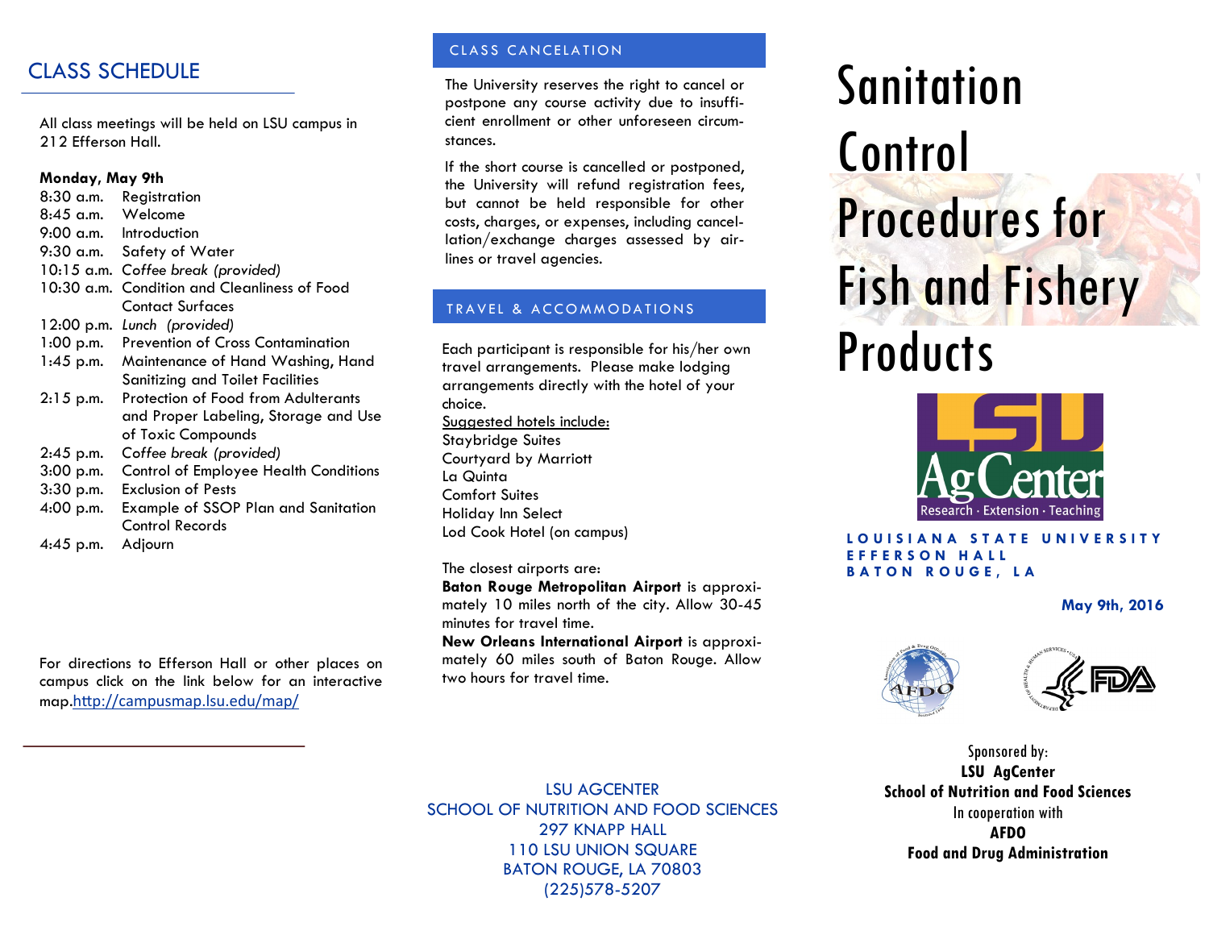## CLASS SCHEDULE

All class meetings will be held on LSU campus in 212 Efferson Hall.

**Monday, May 9th**

| | |
|---|---|
| 8:30 a.m. | Registration |
| 8:45 a.m. | Welcome |
| 9:00 a.m. | Introduction |
| 9:30 a.m. | Safety of Water |
| 10:15 a.m. | *Coffee break (provided)* |
| 10:30 a.m. | Condition and Cleanliness of Food Contact Surfaces |
| 12:00 p.m. | *Lunch (provided)* |
| 1:00 p.m. | Prevention of Cross Contamination |
| 1:45 p.m. | Maintenance of Hand Washing, Hand Sanitizing and Toilet Facilities |
| 2:15 p.m. | Protection of Food from Adulterants and Proper Labeling, Storage and Use of Toxic Compounds |
| 2:45 p.m. | *Coffee break (provided)* |
| 3:00 p.m. | Control of Employee Health Conditions |
| 3:30 p.m. | Exclusion of Pests |
| 4:00 p.m. | Example of SSOP Plan and Sanitation Control Records |
| 4:45 p.m. | Adjourn |

For directions to Efferson Hall or other places on campus click on the link below for an interactive map.http://campusmap.lsu.edu/map/

## CLASS CANCELATION

The University reserves the right to cancel or postpone any course activity due to insufficient enrollment or other unforeseen circumstances.

If the short course is cancelled or postponed, the University will refund registration fees, but cannot be held responsible for other costs, charges, or expenses, including cancellation/exchange charges assessed by airlines or travel agencies.

## TRAVEL & ACCOMMODATIONS

Each participant is responsible for his/her own travel arrangements. Please make lodging arrangements directly with the hotel of your choice.

Suggested hotels include:
Staybridge Suites
Courtyard by Marriott
La Quinta
Comfort Suites
Holiday Inn Select
Lod Cook Hotel (on campus)

The closest airports are:
**Baton Rouge Metropolitan Airport** is approximately 10 miles north of the city. Allow 30-45 minutes for travel time.
**New Orleans International Airport** is approximately 60 miles south of Baton Rouge. Allow two hours for travel time.

LSU AGCENTER
SCHOOL OF NUTRITION AND FOOD SCIENCES
297 KNAPP HALL
110 LSU UNION SQUARE
BATON ROUGE, LA 70803
(225)578-5207

# Sanitation Control Procedures for Fish and Fishery Products

LSU AgCenter
Research · Extension · Teaching

LOUISIANA STATE UNIVERSITY
EFFERSON HALL
BATON ROUGE, LA

**May 9th, 2016**

AFDO
FDA

Sponsored by:
**LSU AgCenter**
**School of Nutrition and Food Sciences**
In cooperation with
**AFDO**
**Food and Drug Administration**